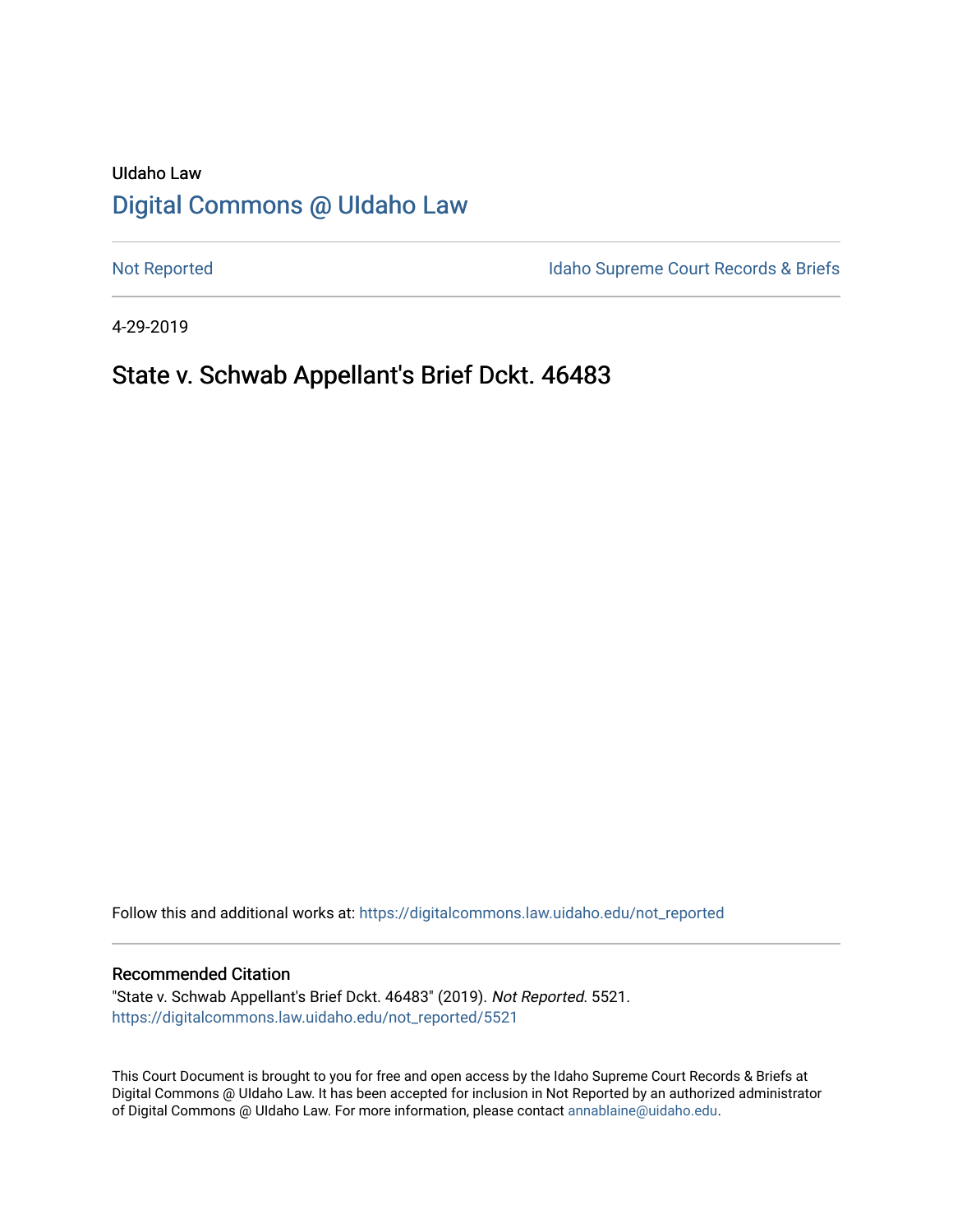UIdaho Law

# Digital Commons @ UIdaho Law

Not Reported

Idaho Supreme Court Records & Briefs

4-29-2019

## State v. Schwab Appellant's Brief Dckt. 46483

Follow this and additional works at: https://digitalcommons.law.uidaho.edu/not_reported

### Recommended Citation

"State v. Schwab Appellant's Brief Dckt. 46483" (2019). *Not Reported*. 5521.
https://digitalcommons.law.uidaho.edu/not_reported/5521

This Court Document is brought to you for free and open access by the Idaho Supreme Court Records & Briefs at Digital Commons @ UIdaho Law. It has been accepted for inclusion in Not Reported by an authorized administrator of Digital Commons @ UIdaho Law. For more information, please contact annablaine@uidaho.edu.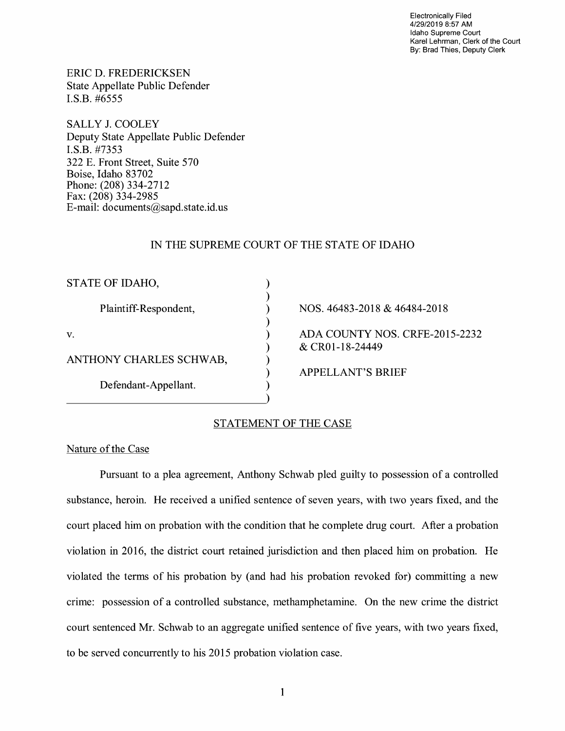Electronically Filed
4/29/2019 8:57 AM
Idaho Supreme Court
Karel Lehrman, Clerk of the Court
By: Brad Thies, Deputy Clerk

ERIC D. FREDERICKSEN
State Appellate Public Defender
I.S.B. #6555

SALLY J. COOLEY
Deputy State Appellate Public Defender
I.S.B. #7353
322 E. Front Street, Suite 570
Boise, Idaho 83702
Phone: (208) 334-2712
Fax: (208) 334-2985
E-mail: documents@sapd.state.id.us

IN THE SUPREME COURT OF THE STATE OF IDAHO

| | | |
|---|---|---|
| STATE OF IDAHO, | ) | |
| | ) | |
| Plaintiff-Respondent, | ) | NOS. 46483-2018 & 46484-2018 |
| | ) | |
| v. | ) | ADA COUNTY NOS. CRFE-2015-2232 |
| | ) | & CR01-18-24449 |
| ANTHONY CHARLES SCHWAB, | ) | |
| | ) | APPELLANT'S BRIEF |
| Defendant-Appellant. | ) | |
| | ) | |

## STATEMENT OF THE CASE

### Nature of the Case

Pursuant to a plea agreement, Anthony Schwab pled guilty to possession of a controlled substance, heroin. He received a unified sentence of seven years, with two years fixed, and the court placed him on probation with the condition that he complete drug court. After a probation violation in 2016, the district court retained jurisdiction and then placed him on probation. He violated the terms of his probation by (and had his probation revoked for) committing a new crime: possession of a controlled substance, methamphetamine. On the new crime the district court sentenced Mr. Schwab to an aggregate unified sentence of five years, with two years fixed, to be served concurrently to his 2015 probation violation case.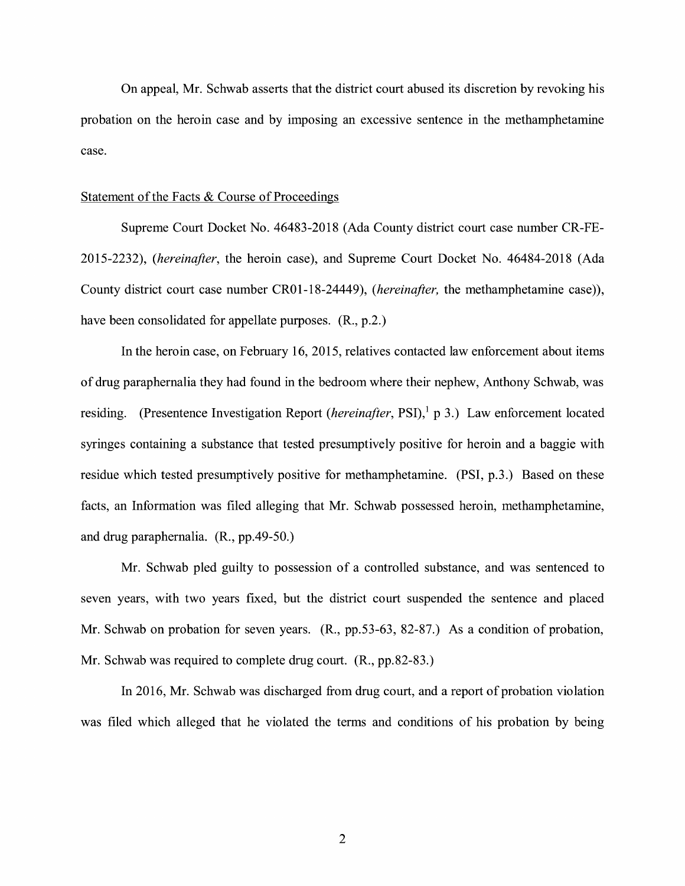On appeal, Mr. Schwab asserts that the district court abused its discretion by revoking his probation on the heroin case and by imposing an excessive sentence in the methamphetamine case.

Statement of the Facts & Course of Proceedings

Supreme Court Docket No. 46483-2018 (Ada County district court case number CR-FE-2015-2232), (*hereinafter*, the heroin case), and Supreme Court Docket No. 46484-2018 (Ada County district court case number CR01-18-24449), (*hereinafter,* the methamphetamine case)), have been consolidated for appellate purposes. (R., p.2.)

In the heroin case, on February 16, 2015, relatives contacted law enforcement about items of drug paraphernalia they had found in the bedroom where their nephew, Anthony Schwab, was residing. (Presentence Investigation Report (*hereinafter*, PSI),[1] p 3.) Law enforcement located syringes containing a substance that tested presumptively positive for heroin and a baggie with residue which tested presumptively positive for methamphetamine. (PSI, p.3.) Based on these facts, an Information was filed alleging that Mr. Schwab possessed heroin, methamphetamine, and drug paraphernalia. (R., pp.49-50.)

Mr. Schwab pled guilty to possession of a controlled substance, and was sentenced to seven years, with two years fixed, but the district court suspended the sentence and placed Mr. Schwab on probation for seven years. (R., pp.53-63, 82-87.) As a condition of probation, Mr. Schwab was required to complete drug court. (R., pp.82-83.)

In 2016, Mr. Schwab was discharged from drug court, and a report of probation violation was filed which alleged that he violated the terms and conditions of his probation by being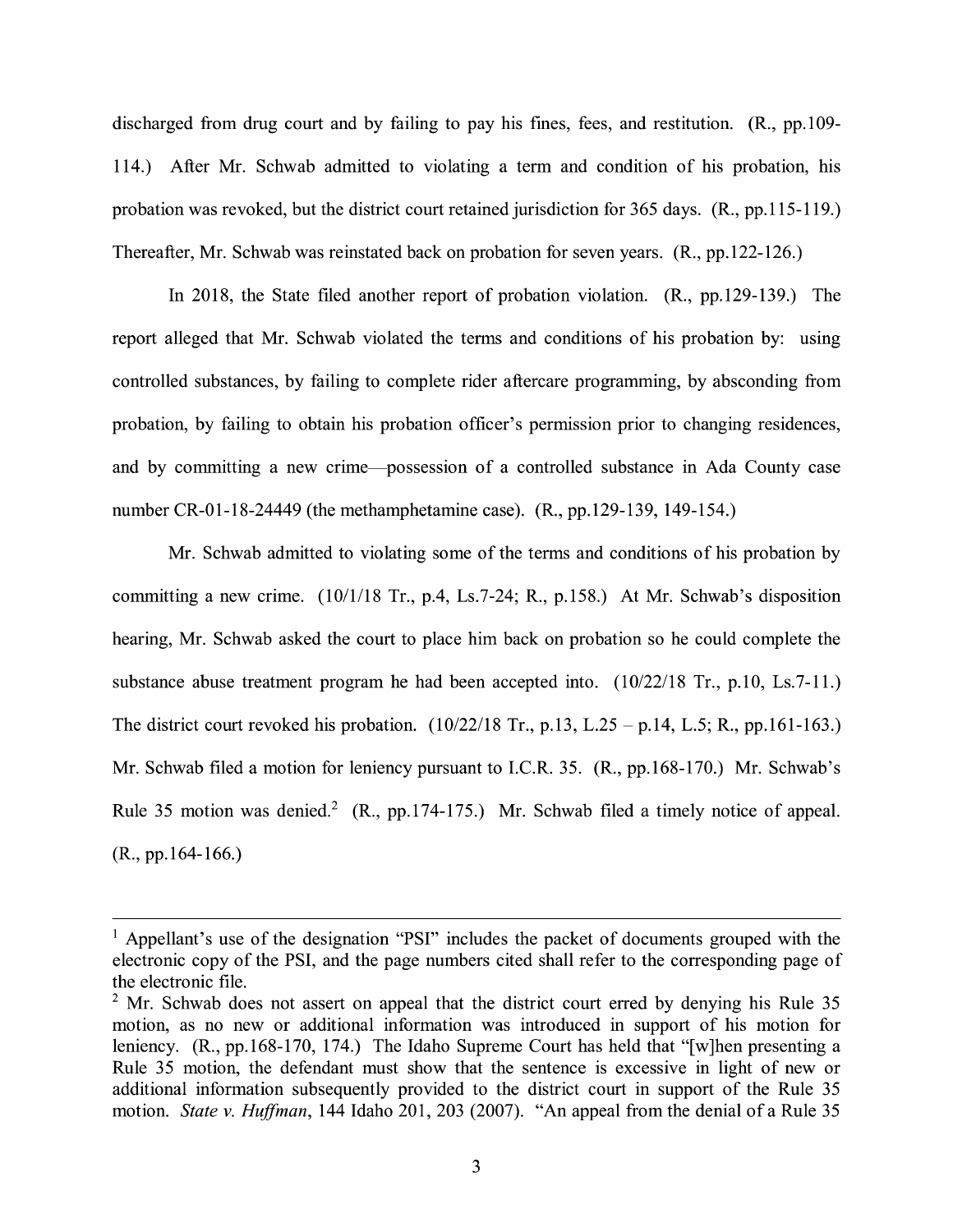discharged from drug court and by failing to pay his fines, fees, and restitution. (R., pp.109-114.) After Mr. Schwab admitted to violating a term and condition of his probation, his probation was revoked, but the district court retained jurisdiction for 365 days. (R., pp.115-119.) Thereafter, Mr. Schwab was reinstated back on probation for seven years. (R., pp.122-126.)

In 2018, the State filed another report of probation violation. (R., pp.129-139.) The report alleged that Mr. Schwab violated the terms and conditions of his probation by: using controlled substances, by failing to complete rider aftercare programming, by absconding from probation, by failing to obtain his probation officer's permission prior to changing residences, and by committing a new crime—possession of a controlled substance in Ada County case number CR-01-18-24449 (the methamphetamine case). (R., pp.129-139, 149-154.)

Mr. Schwab admitted to violating some of the terms and conditions of his probation by committing a new crime. (10/1/18 Tr., p.4, Ls.7-24; R., p.158.) At Mr. Schwab's disposition hearing, Mr. Schwab asked the court to place him back on probation so he could complete the substance abuse treatment program he had been accepted into. (10/22/18 Tr., p.10, Ls.7-11.) The district court revoked his probation. (10/22/18 Tr., p.13, L.25 – p.14, L.5; R., pp.161-163.) Mr. Schwab filed a motion for leniency pursuant to I.C.R. 35. (R., pp.168-170.) Mr. Schwab's Rule 35 motion was denied.[2] (R., pp.174-175.) Mr. Schwab filed a timely notice of appeal. (R., pp.164-166.)

---

[1] Appellant's use of the designation "PSI" includes the packet of documents grouped with the electronic copy of the PSI, and the page numbers cited shall refer to the corresponding page of the electronic file.

[2] Mr. Schwab does not assert on appeal that the district court erred by denying his Rule 35 motion, as no new or additional information was introduced in support of his motion for leniency. (R., pp.168-170, 174.) The Idaho Supreme Court has held that "[w]hen presenting a Rule 35 motion, the defendant must show that the sentence is excessive in light of new or additional information subsequently provided to the district court in support of the Rule 35 motion. *State v. Huffman*, 144 Idaho 201, 203 (2007). "An appeal from the denial of a Rule 35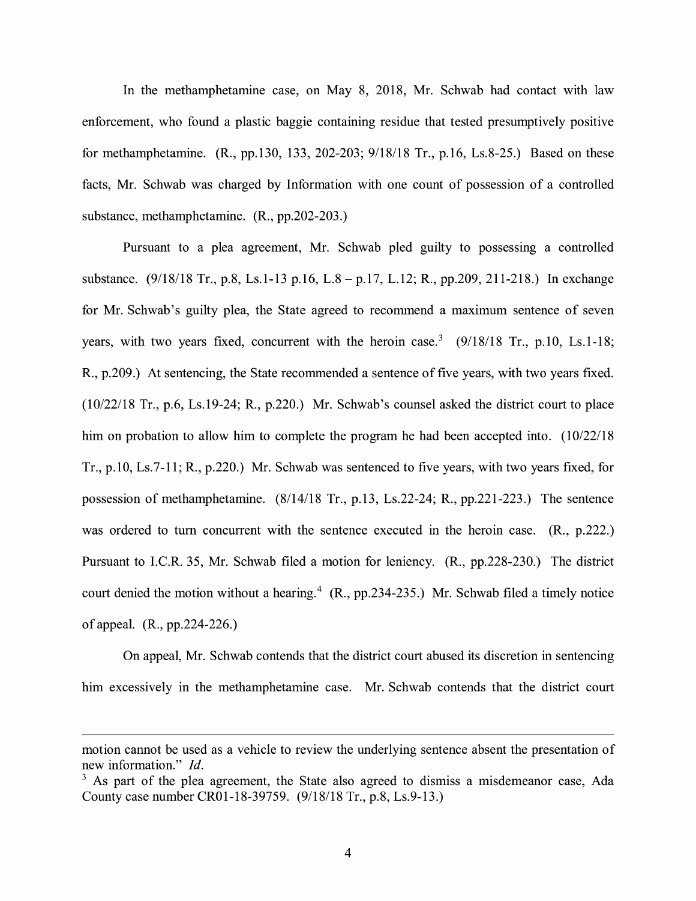In the methamphetamine case, on May 8, 2018, Mr. Schwab had contact with law enforcement, who found a plastic baggie containing residue that tested presumptively positive for methamphetamine. (R., pp.130, 133, 202-203; 9/18/18 Tr., p.16, Ls.8-25.) Based on these facts, Mr. Schwab was charged by Information with one count of possession of a controlled substance, methamphetamine. (R., pp.202-203.)

Pursuant to a plea agreement, Mr. Schwab pled guilty to possessing a controlled substance. (9/18/18 Tr., p.8, Ls.1-13 p.16, L.8 – p.17, L.12; R., pp.209, 211-218.) In exchange for Mr. Schwab's guilty plea, the State agreed to recommend a maximum sentence of seven years, with two years fixed, concurrent with the heroin case.[3] (9/18/18 Tr., p.10, Ls.1-18; R., p.209.) At sentencing, the State recommended a sentence of five years, with two years fixed. (10/22/18 Tr., p.6, Ls.19-24; R., p.220.) Mr. Schwab's counsel asked the district court to place him on probation to allow him to complete the program he had been accepted into. (10/22/18 Tr., p.10, Ls.7-11; R., p.220.) Mr. Schwab was sentenced to five years, with two years fixed, for possession of methamphetamine. (8/14/18 Tr., p.13, Ls.22-24; R., pp.221-223.) The sentence was ordered to turn concurrent with the sentence executed in the heroin case. (R., p.222.) Pursuant to I.C.R. 35, Mr. Schwab filed a motion for leniency. (R., pp.228-230.) The district court denied the motion without a hearing.[4] (R., pp.234-235.) Mr. Schwab filed a timely notice of appeal. (R., pp.224-226.)

On appeal, Mr. Schwab contends that the district court abused its discretion in sentencing him excessively in the methamphetamine case. Mr. Schwab contends that the district court

---

motion cannot be used as a vehicle to review the underlying sentence absent the presentation of new information." *Id.*

[3] As part of the plea agreement, the State also agreed to dismiss a misdemeanor case, Ada County case number CR01-18-39759. (9/18/18 Tr., p.8, Ls.9-13.)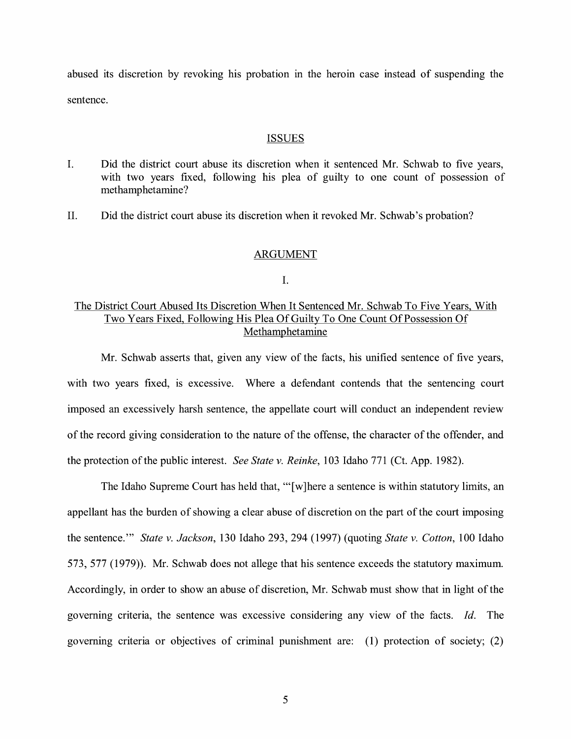abused its discretion by revoking his probation in the heroin case instead of suspending the sentence.

## ISSUES

I. Did the district court abuse its discretion when it sentenced Mr. Schwab to five years, with two years fixed, following his plea of guilty to one count of possession of methamphetamine?

II. Did the district court abuse its discretion when it revoked Mr. Schwab's probation?

## ARGUMENT

### I.

### The District Court Abused Its Discretion When It Sentenced Mr. Schwab To Five Years, With Two Years Fixed, Following His Plea Of Guilty To One Count Of Possession Of Methamphetamine

Mr. Schwab asserts that, given any view of the facts, his unified sentence of five years, with two years fixed, is excessive. Where a defendant contends that the sentencing court imposed an excessively harsh sentence, the appellate court will conduct an independent review of the record giving consideration to the nature of the offense, the character of the offender, and the protection of the public interest. *See State v. Reinke*, 103 Idaho 771 (Ct. App. 1982).

The Idaho Supreme Court has held that, "'[w]here a sentence is within statutory limits, an appellant has the burden of showing a clear abuse of discretion on the part of the court imposing the sentence.'" *State v. Jackson*, 130 Idaho 293, 294 (1997) (quoting *State v. Cotton*, 100 Idaho 573, 577 (1979)). Mr. Schwab does not allege that his sentence exceeds the statutory maximum. Accordingly, in order to show an abuse of discretion, Mr. Schwab must show that in light of the governing criteria, the sentence was excessive considering any view of the facts. *Id.* The governing criteria or objectives of criminal punishment are: (1) protection of society; (2)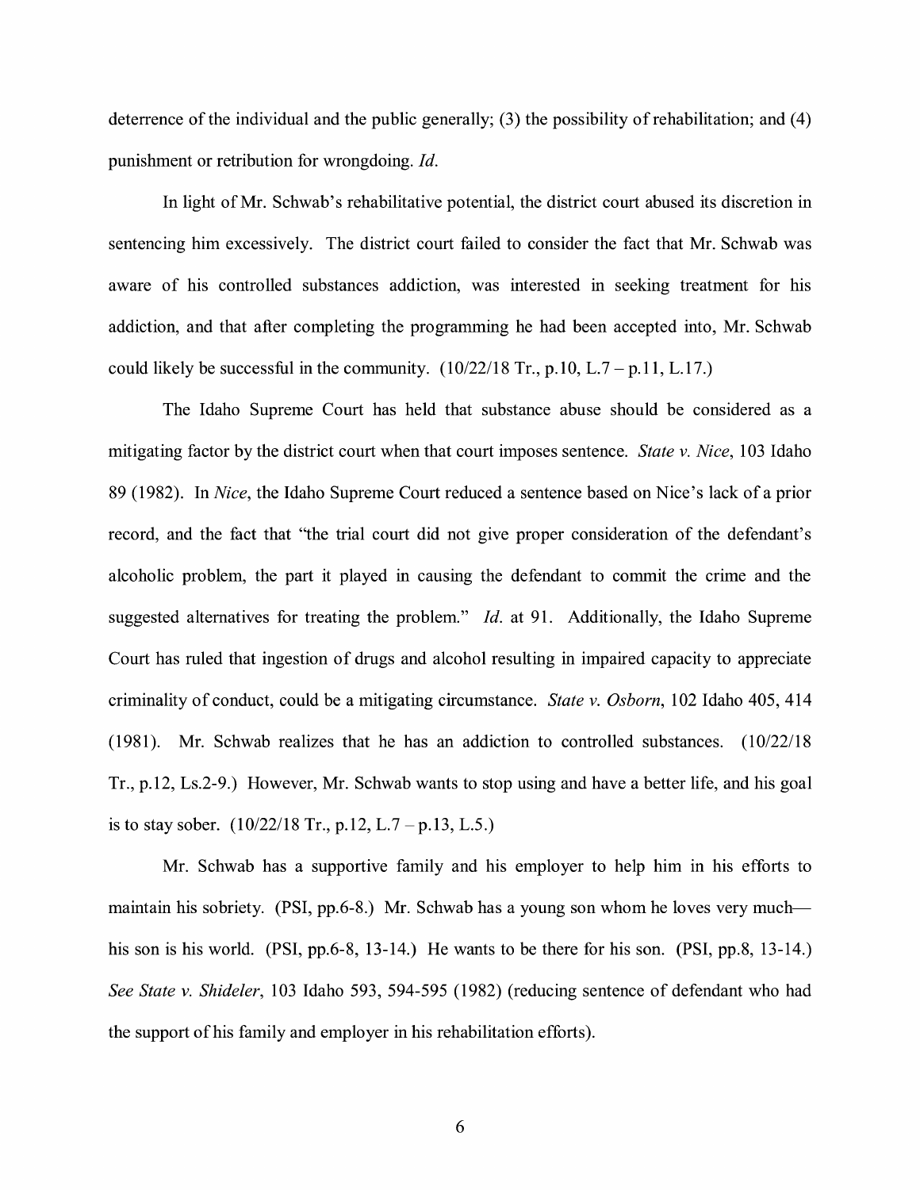deterrence of the individual and the public generally; (3) the possibility of rehabilitation; and (4) punishment or retribution for wrongdoing. *Id.*

In light of Mr. Schwab's rehabilitative potential, the district court abused its discretion in sentencing him excessively. The district court failed to consider the fact that Mr. Schwab was aware of his controlled substances addiction, was interested in seeking treatment for his addiction, and that after completing the programming he had been accepted into, Mr. Schwab could likely be successful in the community. (10/22/18 Tr., p.10, L.7 – p.11, L.17.)

The Idaho Supreme Court has held that substance abuse should be considered as a mitigating factor by the district court when that court imposes sentence. *State v. Nice*, 103 Idaho 89 (1982). In *Nice*, the Idaho Supreme Court reduced a sentence based on Nice's lack of a prior record, and the fact that "the trial court did not give proper consideration of the defendant's alcoholic problem, the part it played in causing the defendant to commit the crime and the suggested alternatives for treating the problem." *Id.* at 91. Additionally, the Idaho Supreme Court has ruled that ingestion of drugs and alcohol resulting in impaired capacity to appreciate criminality of conduct, could be a mitigating circumstance. *State v. Osborn*, 102 Idaho 405, 414 (1981). Mr. Schwab realizes that he has an addiction to controlled substances. (10/22/18 Tr., p.12, Ls.2-9.) However, Mr. Schwab wants to stop using and have a better life, and his goal is to stay sober. (10/22/18 Tr., p.12, L.7 – p.13, L.5.)

Mr. Schwab has a supportive family and his employer to help him in his efforts to maintain his sobriety. (PSI, pp.6-8.) Mr. Schwab has a young son whom he loves very much—his son is his world. (PSI, pp.6-8, 13-14.) He wants to be there for his son. (PSI, pp.8, 13-14.) *See State v. Shideler*, 103 Idaho 593, 594-595 (1982) (reducing sentence of defendant who had the support of his family and employer in his rehabilitation efforts).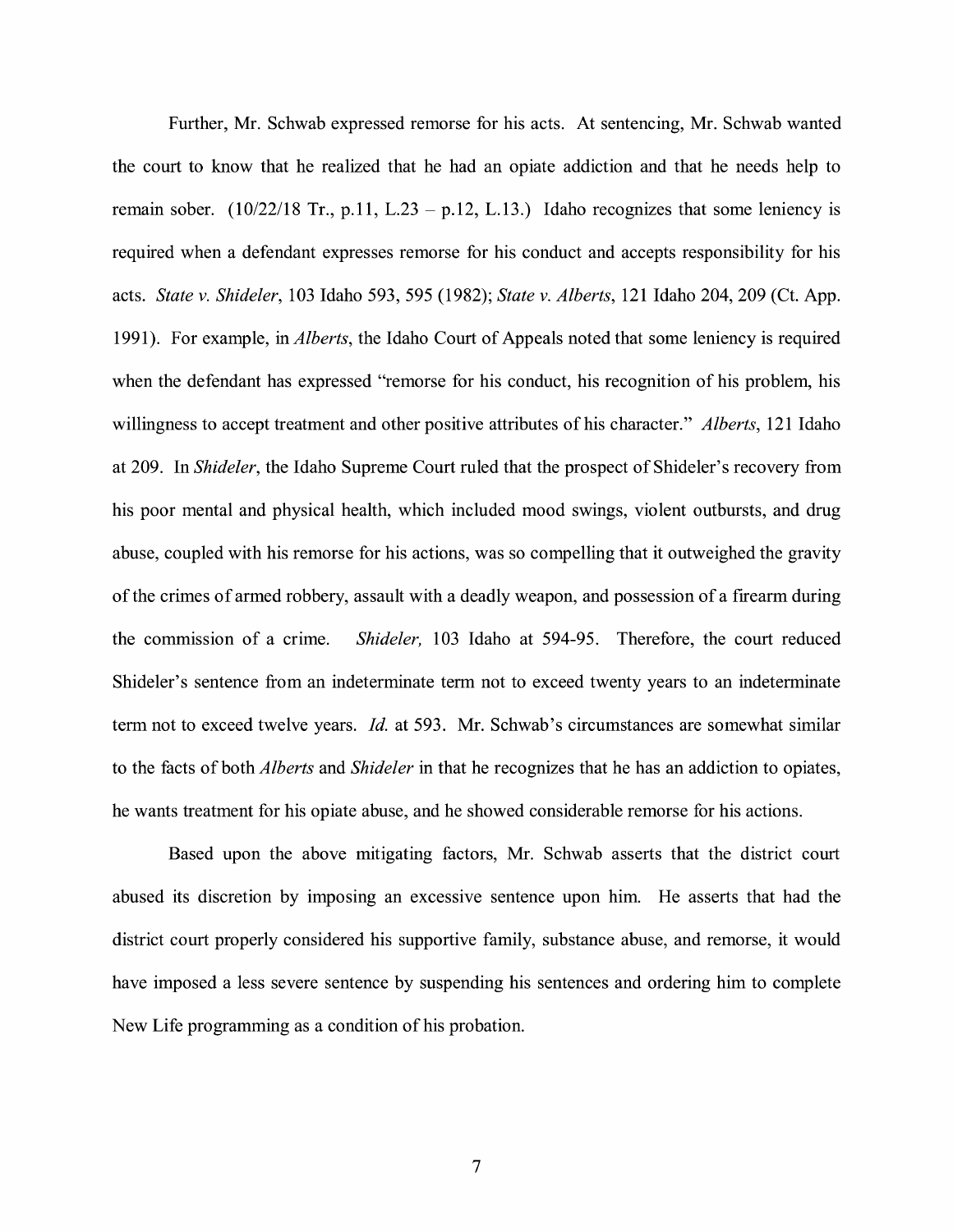Further, Mr. Schwab expressed remorse for his acts. At sentencing, Mr. Schwab wanted the court to know that he realized that he had an opiate addiction and that he needs help to remain sober. (10/22/18 Tr., p.11, L.23 – p.12, L.13.) Idaho recognizes that some leniency is required when a defendant expresses remorse for his conduct and accepts responsibility for his acts. *State v. Shideler*, 103 Idaho 593, 595 (1982); *State v. Alberts*, 121 Idaho 204, 209 (Ct. App. 1991). For example, in *Alberts*, the Idaho Court of Appeals noted that some leniency is required when the defendant has expressed "remorse for his conduct, his recognition of his problem, his willingness to accept treatment and other positive attributes of his character." *Alberts*, 121 Idaho at 209. In *Shideler*, the Idaho Supreme Court ruled that the prospect of Shideler's recovery from his poor mental and physical health, which included mood swings, violent outbursts, and drug abuse, coupled with his remorse for his actions, was so compelling that it outweighed the gravity of the crimes of armed robbery, assault with a deadly weapon, and possession of a firearm during the commission of a crime. *Shideler,* 103 Idaho at 594-95. Therefore, the court reduced Shideler's sentence from an indeterminate term not to exceed twenty years to an indeterminate term not to exceed twelve years. *Id.* at 593. Mr. Schwab's circumstances are somewhat similar to the facts of both *Alberts* and *Shideler* in that he recognizes that he has an addiction to opiates, he wants treatment for his opiate abuse, and he showed considerable remorse for his actions.

Based upon the above mitigating factors, Mr. Schwab asserts that the district court abused its discretion by imposing an excessive sentence upon him. He asserts that had the district court properly considered his supportive family, substance abuse, and remorse, it would have imposed a less severe sentence by suspending his sentences and ordering him to complete New Life programming as a condition of his probation.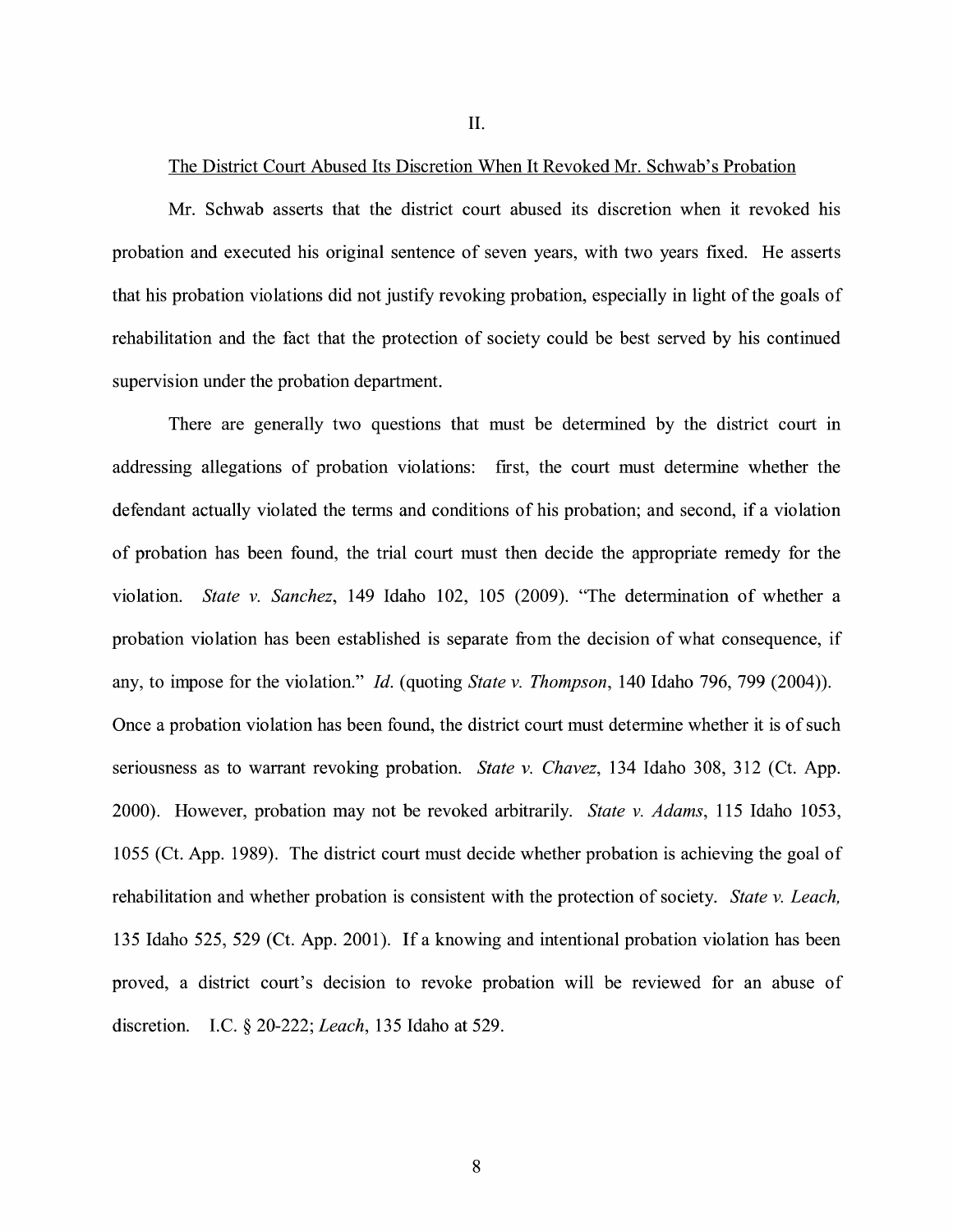II.

The District Court Abused Its Discretion When It Revoked Mr. Schwab's Probation

Mr. Schwab asserts that the district court abused its discretion when it revoked his probation and executed his original sentence of seven years, with two years fixed. He asserts that his probation violations did not justify revoking probation, especially in light of the goals of rehabilitation and the fact that the protection of society could be best served by his continued supervision under the probation department.

There are generally two questions that must be determined by the district court in addressing allegations of probation violations: first, the court must determine whether the defendant actually violated the terms and conditions of his probation; and second, if a violation of probation has been found, the trial court must then decide the appropriate remedy for the violation. *State v. Sanchez*, 149 Idaho 102, 105 (2009). "The determination of whether a probation violation has been established is separate from the decision of what consequence, if any, to impose for the violation." *Id.* (quoting *State v. Thompson*, 140 Idaho 796, 799 (2004)). Once a probation violation has been found, the district court must determine whether it is of such seriousness as to warrant revoking probation. *State v. Chavez*, 134 Idaho 308, 312 (Ct. App. 2000). However, probation may not be revoked arbitrarily. *State v. Adams*, 115 Idaho 1053, 1055 (Ct. App. 1989). The district court must decide whether probation is achieving the goal of rehabilitation and whether probation is consistent with the protection of society. *State v. Leach,* 135 Idaho 525, 529 (Ct. App. 2001). If a knowing and intentional probation violation has been proved, a district court's decision to revoke probation will be reviewed for an abuse of discretion. I.C. § 20-222; *Leach*, 135 Idaho at 529.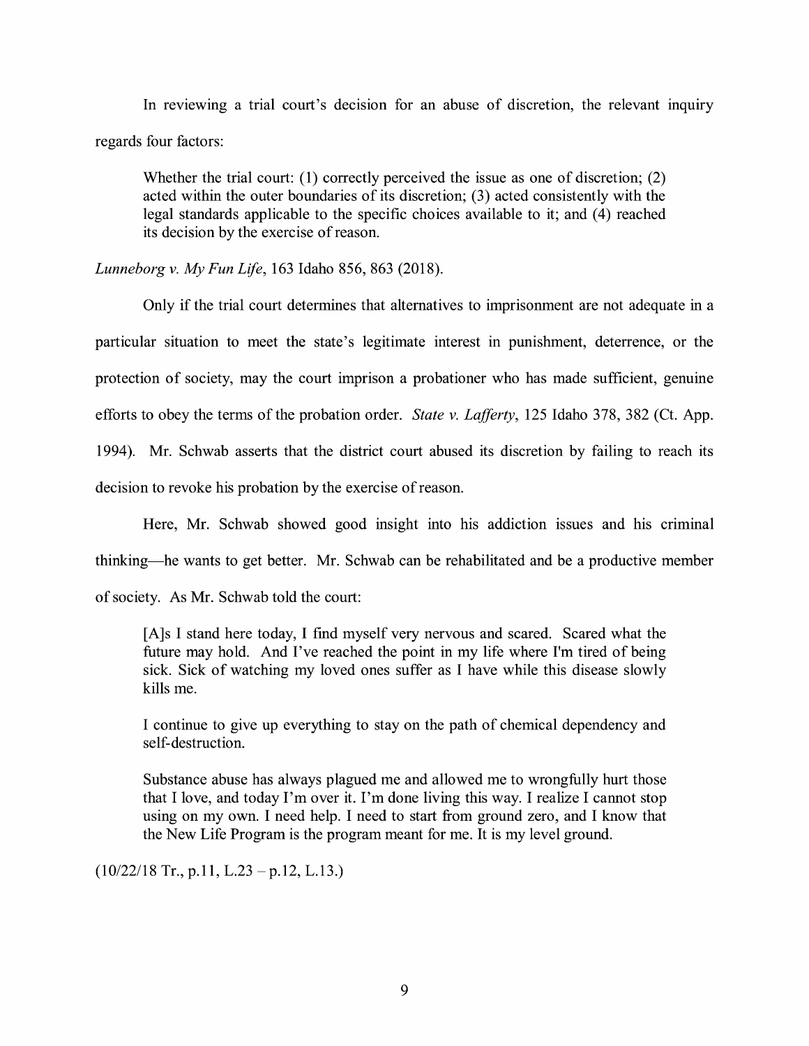In reviewing a trial court's decision for an abuse of discretion, the relevant inquiry regards four factors:

> Whether the trial court: (1) correctly perceived the issue as one of discretion; (2) acted within the outer boundaries of its discretion; (3) acted consistently with the legal standards applicable to the specific choices available to it; and (4) reached its decision by the exercise of reason.

*Lunneborg v. My Fun Life*, 163 Idaho 856, 863 (2018).

Only if the trial court determines that alternatives to imprisonment are not adequate in a particular situation to meet the state's legitimate interest in punishment, deterrence, or the protection of society, may the court imprison a probationer who has made sufficient, genuine efforts to obey the terms of the probation order. *State v. Lafferty*, 125 Idaho 378, 382 (Ct. App. 1994). Mr. Schwab asserts that the district court abused its discretion by failing to reach its decision to revoke his probation by the exercise of reason.

Here, Mr. Schwab showed good insight into his addiction issues and his criminal thinking—he wants to get better. Mr. Schwab can be rehabilitated and be a productive member of society. As Mr. Schwab told the court:

> [A]s I stand here today, I find myself very nervous and scared. Scared what the future may hold. And I've reached the point in my life where I'm tired of being sick. Sick of watching my loved ones suffer as I have while this disease slowly kills me.
>
> I continue to give up everything to stay on the path of chemical dependency and self-destruction.
>
> Substance abuse has always plagued me and allowed me to wrongfully hurt those that I love, and today I'm over it. I'm done living this way. I realize I cannot stop using on my own. I need help. I need to start from ground zero, and I know that the New Life Program is the program meant for me. It is my level ground.

(10/22/18 Tr., p.11, L.23 – p.12, L.13.)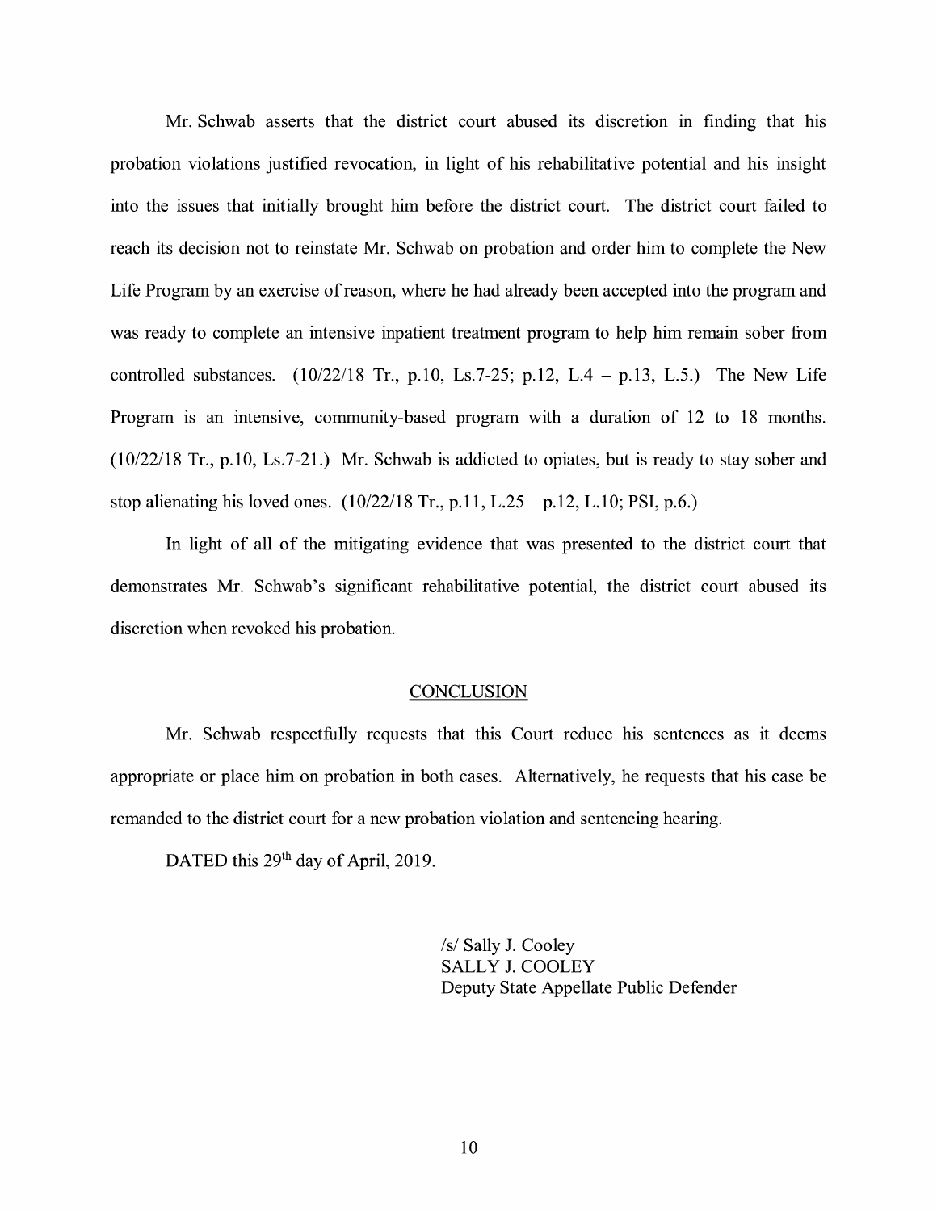Mr. Schwab asserts that the district court abused its discretion in finding that his probation violations justified revocation, in light of his rehabilitative potential and his insight into the issues that initially brought him before the district court. The district court failed to reach its decision not to reinstate Mr. Schwab on probation and order him to complete the New Life Program by an exercise of reason, where he had already been accepted into the program and was ready to complete an intensive inpatient treatment program to help him remain sober from controlled substances. (10/22/18 Tr., p.10, Ls.7-25; p.12, L.4 – p.13, L.5.) The New Life Program is an intensive, community-based program with a duration of 12 to 18 months. (10/22/18 Tr., p.10, Ls.7-21.) Mr. Schwab is addicted to opiates, but is ready to stay sober and stop alienating his loved ones. (10/22/18 Tr., p.11, L.25 – p.12, L.10; PSI, p.6.)

In light of all of the mitigating evidence that was presented to the district court that demonstrates Mr. Schwab's significant rehabilitative potential, the district court abused its discretion when revoked his probation.

## CONCLUSION

Mr. Schwab respectfully requests that this Court reduce his sentences as it deems appropriate or place him on probation in both cases. Alternatively, he requests that his case be remanded to the district court for a new probation violation and sentencing hearing.

DATED this 29th day of April, 2019.

/s/ Sally J. Cooley
SALLY J. COOLEY
Deputy State Appellate Public Defender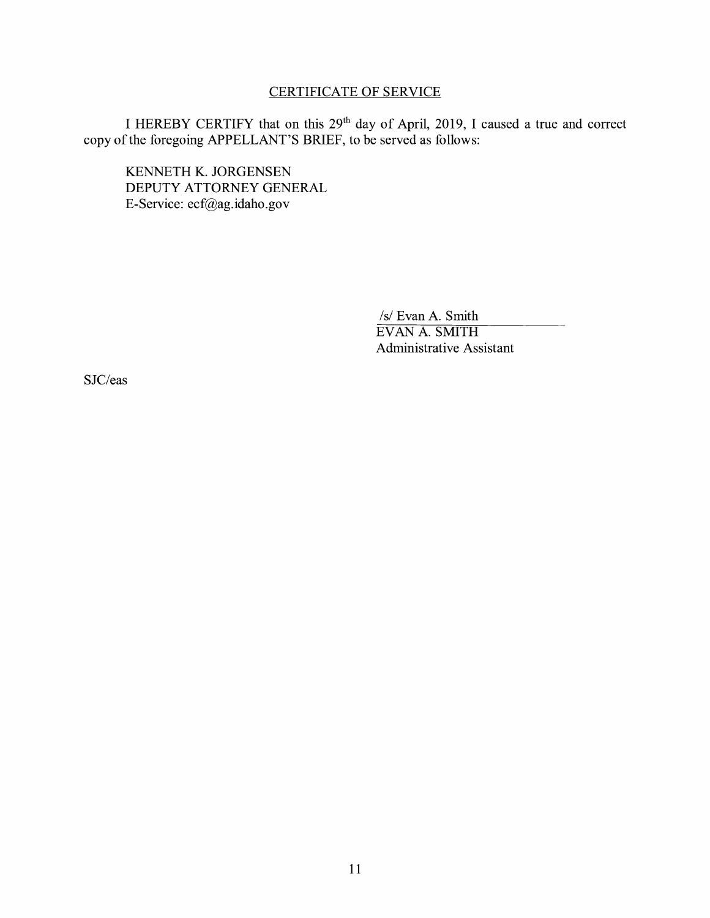## CERTIFICATE OF SERVICE

I HEREBY CERTIFY that on this 29th day of April, 2019, I caused a true and correct copy of the foregoing APPELLANT'S BRIEF, to be served as follows:

KENNETH K. JORGENSEN
DEPUTY ATTORNEY GENERAL
E-Service: ecf@ag.idaho.gov

/s/ Evan A. Smith
EVAN A. SMITH
Administrative Assistant

SJC/eas